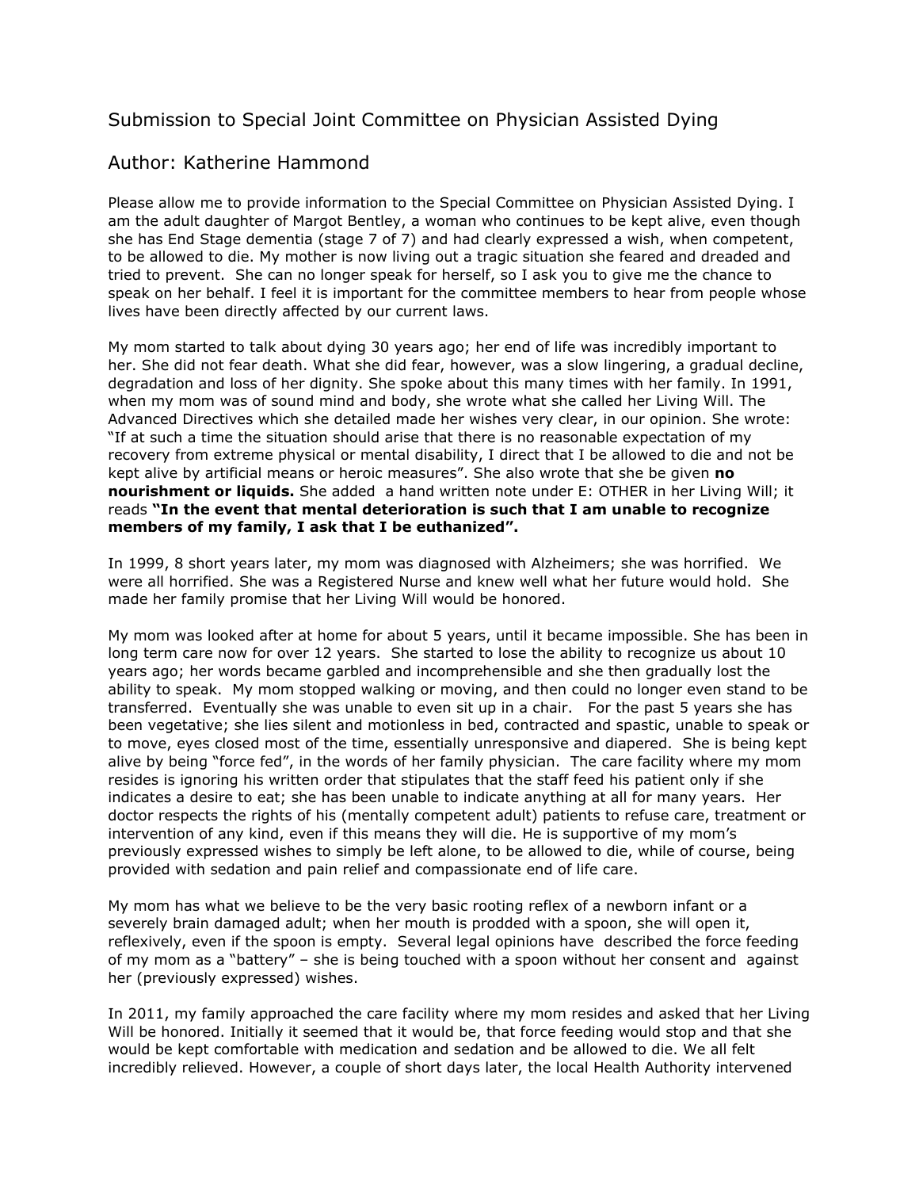# Submission to Special Joint Committee on Physician Assisted Dying

## Author: Katherine Hammond

Please allow me to provide information to the Special Committee on Physician Assisted Dying. I am the adult daughter of Margot Bentley, a woman who continues to be kept alive, even though she has End Stage dementia (stage 7 of 7) and had clearly expressed a wish, when competent, to be allowed to die. My mother is now living out a tragic situation she feared and dreaded and tried to prevent. She can no longer speak for herself, so I ask you to give me the chance to speak on her behalf. I feel it is important for the committee members to hear from people whose lives have been directly affected by our current laws.

My mom started to talk about dying 30 years ago; her end of life was incredibly important to her. She did not fear death. What she did fear, however, was a slow lingering, a gradual decline, degradation and loss of her dignity. She spoke about this many times with her family. In 1991, when my mom was of sound mind and body, she wrote what she called her Living Will. The Advanced Directives which she detailed made her wishes very clear, in our opinion. She wrote: "If at such a time the situation should arise that there is no reasonable expectation of my recovery from extreme physical or mental disability, I direct that I be allowed to die and not be kept alive by artificial means or heroic measures". She also wrote that she be given **no nourishment or liquids.** She added a hand written note under E: OTHER in her Living Will; it reads **"In the event that mental deterioration is such that I am unable to recognize members of my family, I ask that I be euthanized".**

In 1999, 8 short years later, my mom was diagnosed with Alzheimers; she was horrified. We were all horrified. She was a Registered Nurse and knew well what her future would hold. She made her family promise that her Living Will would be honored.

My mom was looked after at home for about 5 years, until it became impossible. She has been in long term care now for over 12 years. She started to lose the ability to recognize us about 10 years ago; her words became garbled and incomprehensible and she then gradually lost the ability to speak. My mom stopped walking or moving, and then could no longer even stand to be transferred. Eventually she was unable to even sit up in a chair. For the past 5 years she has been vegetative; she lies silent and motionless in bed, contracted and spastic, unable to speak or to move, eyes closed most of the time, essentially unresponsive and diapered. She is being kept alive by being "force fed", in the words of her family physician. The care facility where my mom resides is ignoring his written order that stipulates that the staff feed his patient only if she indicates a desire to eat; she has been unable to indicate anything at all for many years. Her doctor respects the rights of his (mentally competent adult) patients to refuse care, treatment or intervention of any kind, even if this means they will die. He is supportive of my mom's previously expressed wishes to simply be left alone, to be allowed to die, while of course, being provided with sedation and pain relief and compassionate end of life care.

My mom has what we believe to be the very basic rooting reflex of a newborn infant or a severely brain damaged adult; when her mouth is prodded with a spoon, she will open it, reflexively, even if the spoon is empty. Several legal opinions have described the force feeding of my mom as a "battery" – she is being touched with a spoon without her consent and against her (previously expressed) wishes.

In 2011, my family approached the care facility where my mom resides and asked that her Living Will be honored. Initially it seemed that it would be, that force feeding would stop and that she would be kept comfortable with medication and sedation and be allowed to die. We all felt incredibly relieved. However, a couple of short days later, the local Health Authority intervened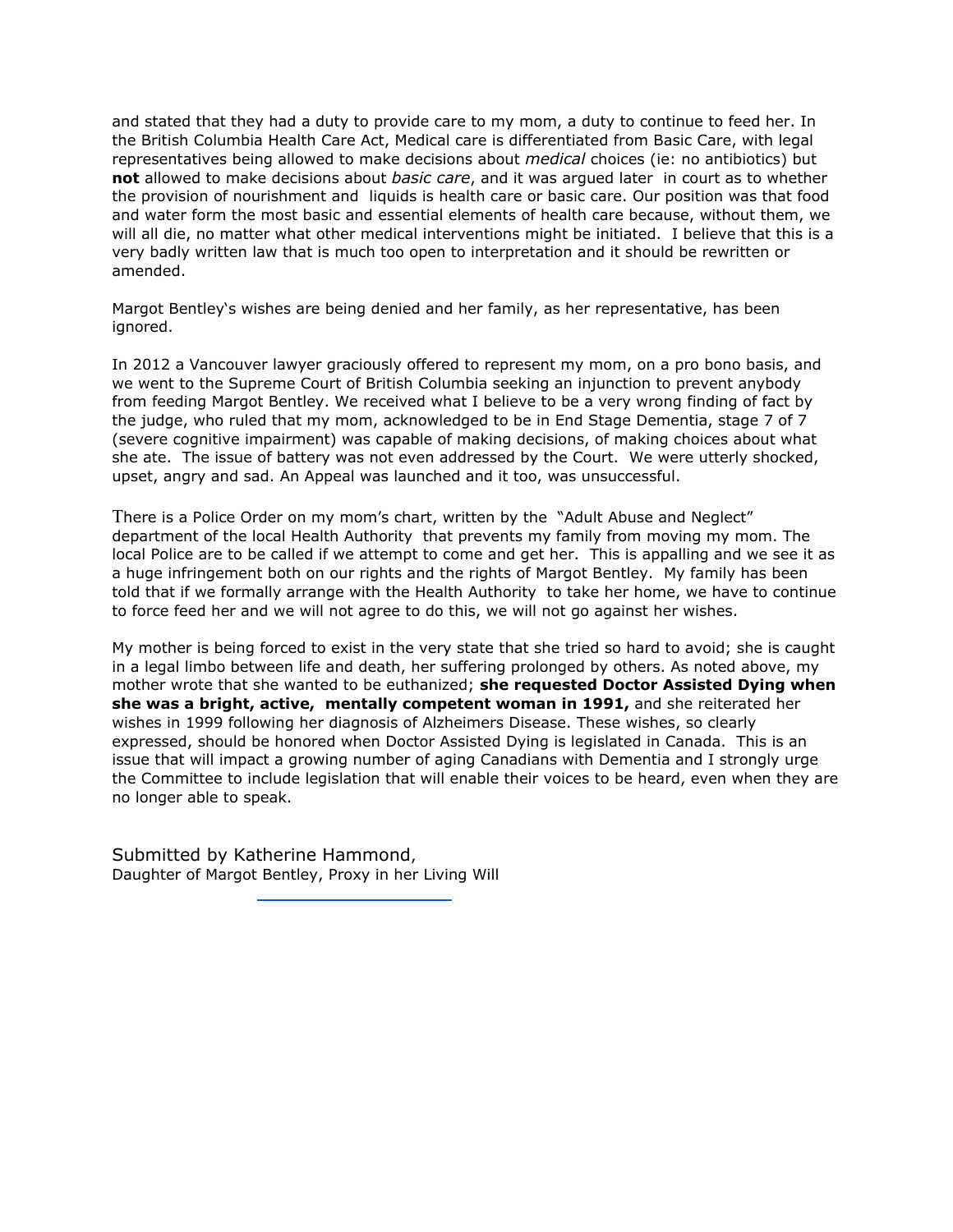and stated that they had a duty to provide care to my mom, a duty to continue to feed her. In the British Columbia Health Care Act, Medical care is differentiated from Basic Care, with legal representatives being allowed to make decisions about *medical* choices (ie: no antibiotics) but **not** allowed to make decisions about *basic care*, and it was argued later in court as to whether the provision of nourishment and liquids is health care or basic care. Our position was that food and water form the most basic and essential elements of health care because, without them, we will all die, no matter what other medical interventions might be initiated. I believe that this is a very badly written law that is much too open to interpretation and it should be rewritten or amended.

Margot Bentley's wishes are being denied and her family, as her representative, has been ignored.

In 2012 a Vancouver lawyer graciously offered to represent my mom, on a pro bono basis, and we went to the Supreme Court of British Columbia seeking an injunction to prevent anybody from feeding Margot Bentley. We received what I believe to be a very wrong finding of fact by the judge, who ruled that my mom, acknowledged to be in End Stage Dementia, stage 7 of 7 (severe cognitive impairment) was capable of making decisions, of making choices about what she ate. The issue of battery was not even addressed by the Court. We were utterly shocked, upset, angry and sad. An Appeal was launched and it too, was unsuccessful.

There is a Police Order on my mom's chart, written by the "Adult Abuse and Neglect" department of the local Health Authority that prevents my family from moving my mom. The local Police are to be called if we attempt to come and get her. This is appalling and we see it as a huge infringement both on our rights and the rights of Margot Bentley. My family has been told that if we formally arrange with the Health Authority to take her home, we have to continue to force feed her and we will not agree to do this, we will not go against her wishes.

My mother is being forced to exist in the very state that she tried so hard to avoid; she is caught in a legal limbo between life and death, her suffering prolonged by others. As noted above, my mother wrote that she wanted to be euthanized; **she requested Doctor Assisted Dying when she was a bright, active, mentally competent woman in 1991,** and she reiterated her wishes in 1999 following her diagnosis of Alzheimers Disease. These wishes, so clearly expressed, should be honored when Doctor Assisted Dying is legislated in Canada. This is an issue that will impact a growing number of aging Canadians with Dementia and I strongly urge the Committee to include legislation that will enable their voices to be heard, even when they are no longer able to speak.

Submitted by Katherine Hammond,
Daughter of Margot Bentley, Proxy in her Living Will